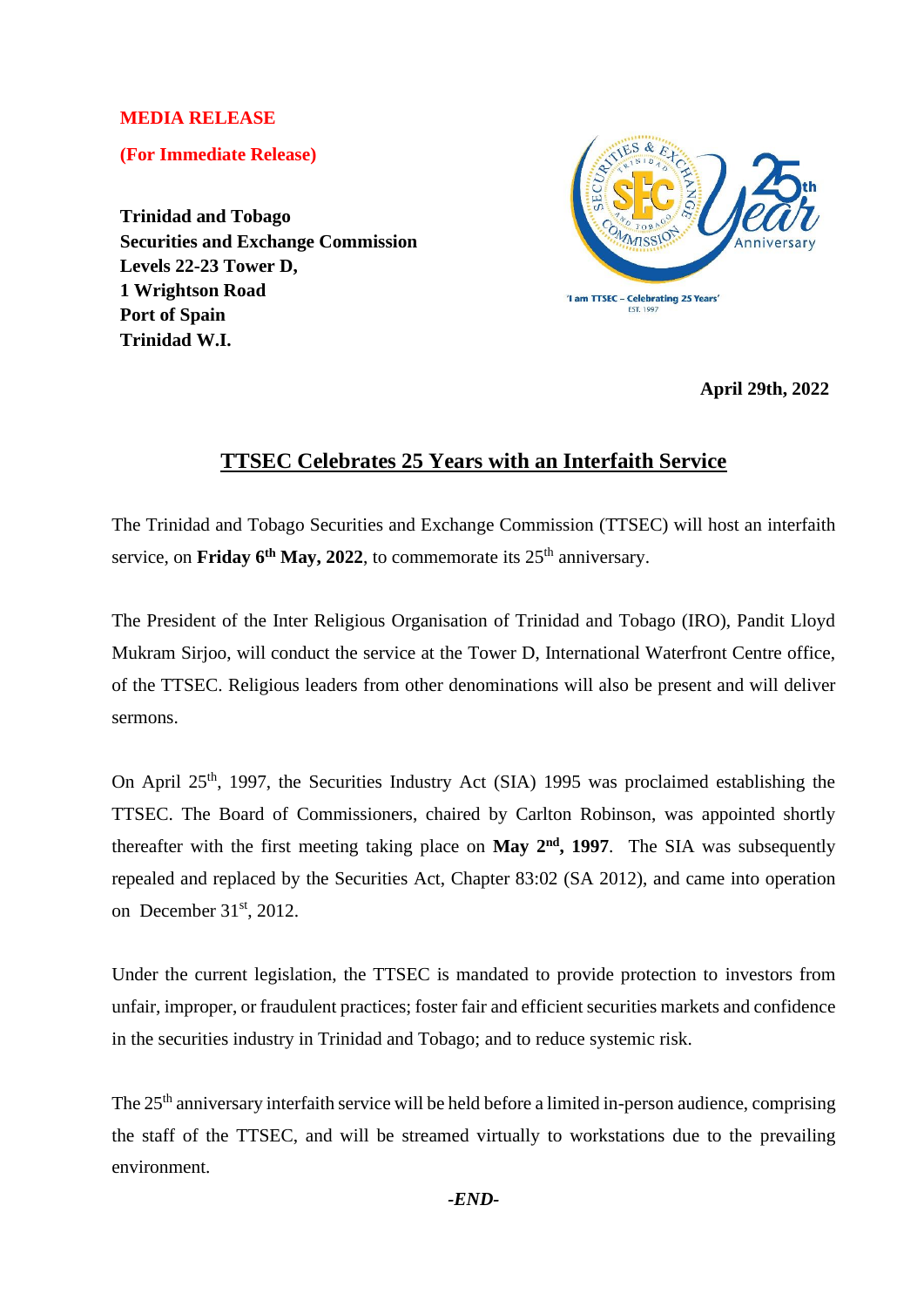**MEDIA RELEASE**

**(For Immediate Release)**

**Trinidad and Tobago**
**Securities and Exchange Commission**
**Levels 22-23 Tower D,**
**1 Wrightson Road**
**Port of Spain**
**Trinidad W.I.**

'I am TTSEC – Celebrating 25 Years'
EST. 1997

**April 29th, 2022**

# TTSEC Celebrates 25 Years with an Interfaith Service

The Trinidad and Tobago Securities and Exchange Commission (TTSEC) will host an interfaith service, on **Friday 6th May, 2022**, to commemorate its 25th anniversary.

The President of the Inter Religious Organisation of Trinidad and Tobago (IRO), Pandit Lloyd Mukram Sirjoo, will conduct the service at the Tower D, International Waterfront Centre office, of the TTSEC. Religious leaders from other denominations will also be present and will deliver sermons.

On April 25th, 1997, the Securities Industry Act (SIA) 1995 was proclaimed establishing the TTSEC. The Board of Commissioners, chaired by Carlton Robinson, was appointed shortly thereafter with the first meeting taking place on **May 2nd, 1997**. The SIA was subsequently repealed and replaced by the Securities Act, Chapter 83:02 (SA 2012), and came into operation on December 31st, 2012.

Under the current legislation, the TTSEC is mandated to provide protection to investors from unfair, improper, or fraudulent practices; foster fair and efficient securities markets and confidence in the securities industry in Trinidad and Tobago; and to reduce systemic risk.

The 25th anniversary interfaith service will be held before a limited in-person audience, comprising the staff of the TTSEC, and will be streamed virtually to workstations due to the prevailing environment.

***-END-***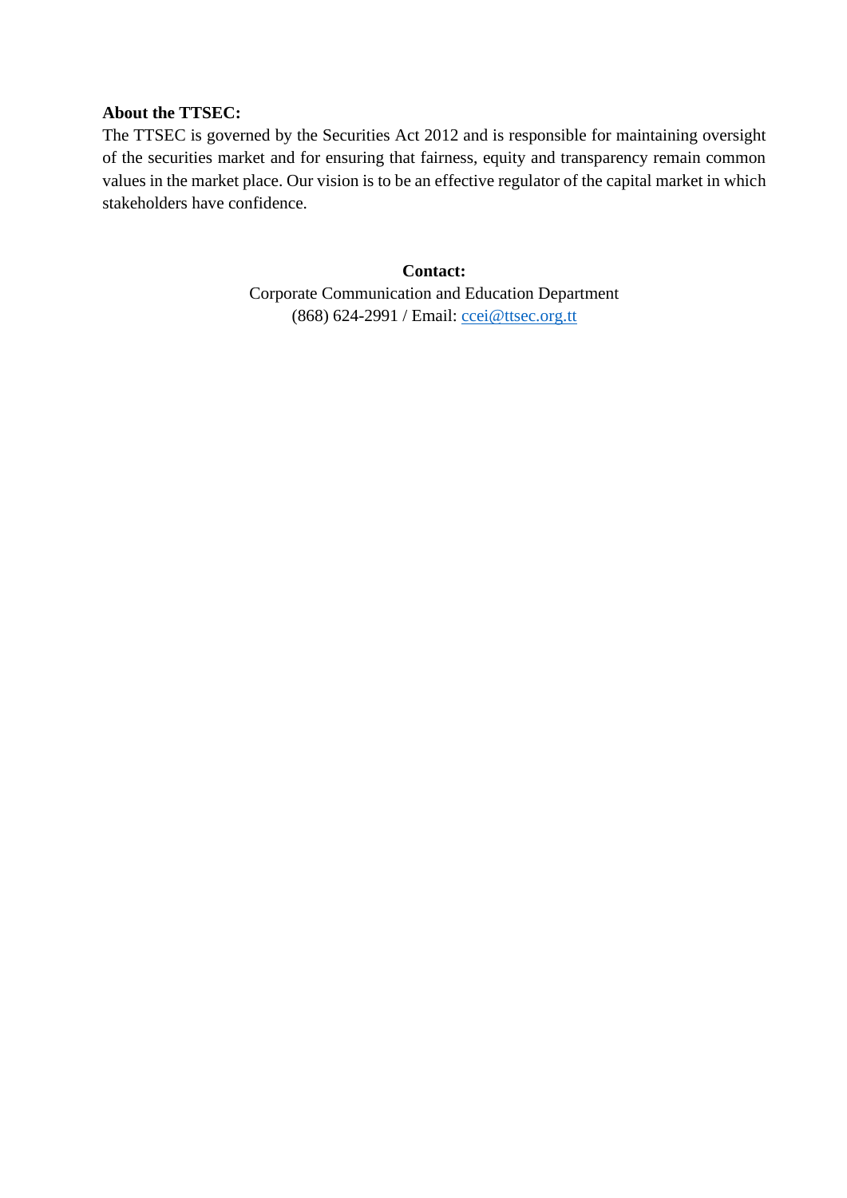**About the TTSEC:**

The TTSEC is governed by the Securities Act 2012 and is responsible for maintaining oversight of the securities market and for ensuring that fairness, equity and transparency remain common values in the market place. Our vision is to be an effective regulator of the capital market in which stakeholders have confidence.

**Contact:**

Corporate Communication and Education Department

(868) 624-2991 / Email: ccei@ttsec.org.tt